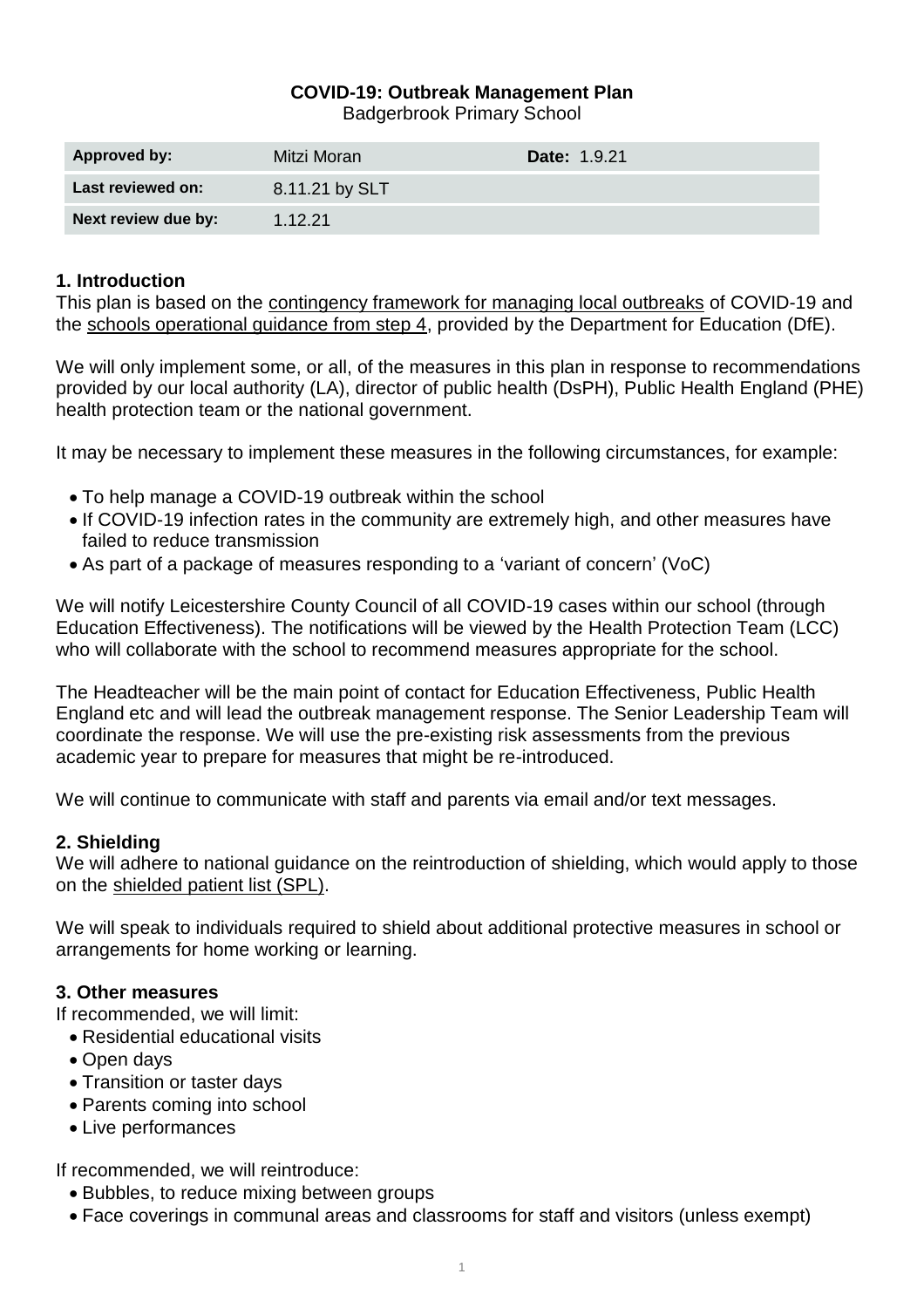# COVID-19: Outbreak Management Plan

Badgerbrook Primary School

| **Approved by:** | Mitzi Moran | **Date:** 1.9.21 |
| --- | --- | --- |
| **Last reviewed on:** | 8.11.21 by SLT | |
| **Next review due by:** | 1.12.21 | |

## 1. Introduction

This plan is based on the contingency framework for managing local outbreaks of COVID-19 and the schools operational guidance from step 4, provided by the Department for Education (DfE).

We will only implement some, or all, of the measures in this plan in response to recommendations provided by our local authority (LA), director of public health (DsPH), Public Health England (PHE) health protection team or the national government.

It may be necessary to implement these measures in the following circumstances, for example:

- To help manage a COVID-19 outbreak within the school
- If COVID-19 infection rates in the community are extremely high, and other measures have failed to reduce transmission
- As part of a package of measures responding to a 'variant of concern' (VoC)

We will notify Leicestershire County Council of all COVID-19 cases within our school (through Education Effectiveness). The notifications will be viewed by the Health Protection Team (LCC) who will collaborate with the school to recommend measures appropriate for the school.

The Headteacher will be the main point of contact for Education Effectiveness, Public Health England etc and will lead the outbreak management response. The Senior Leadership Team will coordinate the response. We will use the pre-existing risk assessments from the previous academic year to prepare for measures that might be re-introduced.

We will continue to communicate with staff and parents via email and/or text messages.

## 2. Shielding

We will adhere to national guidance on the reintroduction of shielding, which would apply to those on the shielded patient list (SPL).

We will speak to individuals required to shield about additional protective measures in school or arrangements for home working or learning.

## 3. Other measures

If recommended, we will limit:

- Residential educational visits
- Open days
- Transition or taster days
- Parents coming into school
- Live performances

If recommended, we will reintroduce:

- Bubbles, to reduce mixing between groups
- Face coverings in communal areas and classrooms for staff and visitors (unless exempt)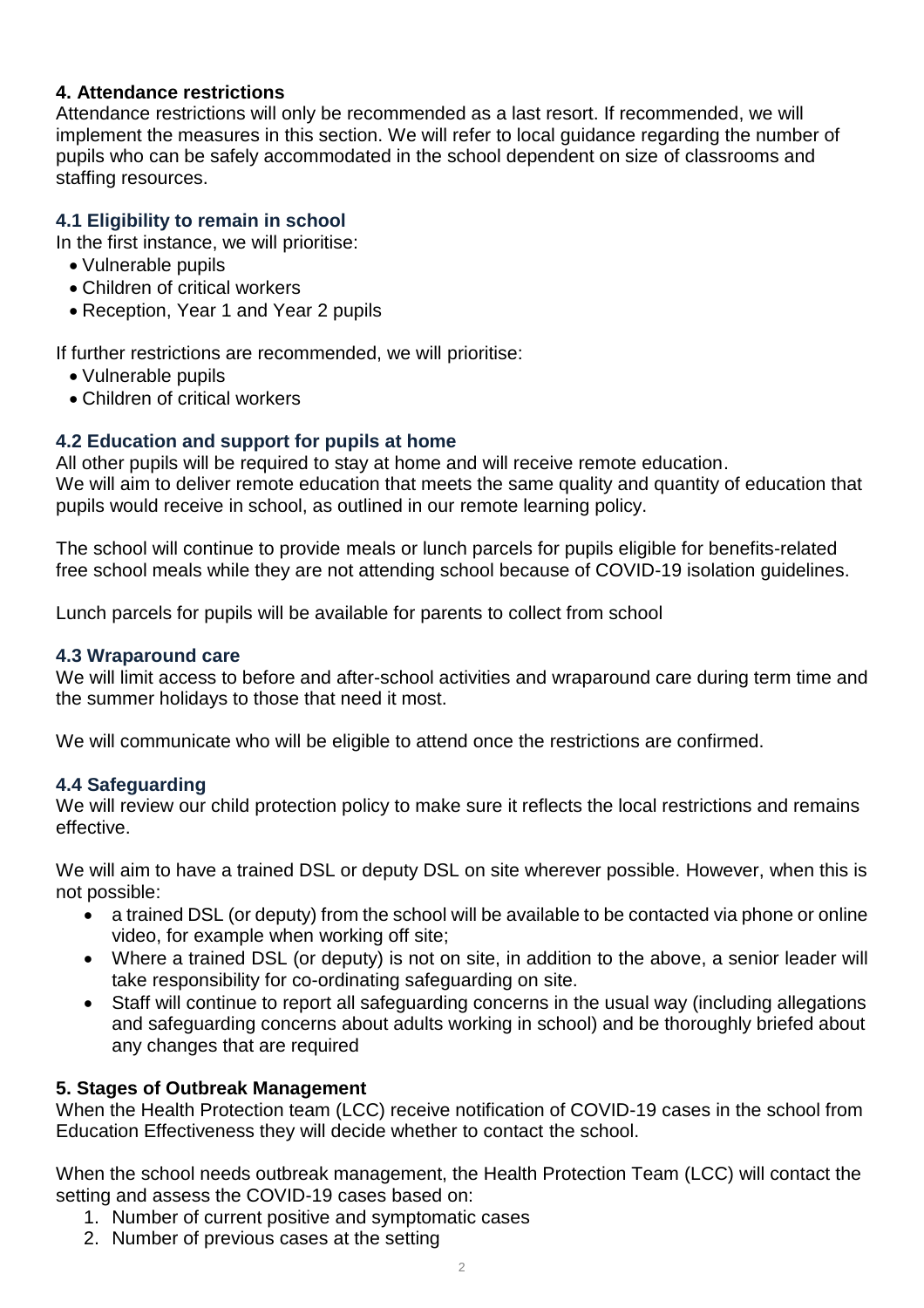## 4. Attendance restrictions

Attendance restrictions will only be recommended as a last resort. If recommended, we will implement the measures in this section. We will refer to local guidance regarding the number of pupils who can be safely accommodated in the school dependent on size of classrooms and staffing resources.

### 4.1 Eligibility to remain in school

In the first instance, we will prioritise:

- Vulnerable pupils
- Children of critical workers
- Reception, Year 1 and Year 2 pupils

If further restrictions are recommended, we will prioritise:

- Vulnerable pupils
- Children of critical workers

### 4.2 Education and support for pupils at home

All other pupils will be required to stay at home and will receive remote education.
We will aim to deliver remote education that meets the same quality and quantity of education that pupils would receive in school, as outlined in our remote learning policy.

The school will continue to provide meals or lunch parcels for pupils eligible for benefits-related free school meals while they are not attending school because of COVID-19 isolation guidelines.

Lunch parcels for pupils will be available for parents to collect from school

### 4.3 Wraparound care

We will limit access to before and after-school activities and wraparound care during term time and the summer holidays to those that need it most.

We will communicate who will be eligible to attend once the restrictions are confirmed.

### 4.4 Safeguarding

We will review our child protection policy to make sure it reflects the local restrictions and remains effective.

We will aim to have a trained DSL or deputy DSL on site wherever possible. However, when this is not possible:

- a trained DSL (or deputy) from the school will be available to be contacted via phone or online video, for example when working off site;
- Where a trained DSL (or deputy) is not on site, in addition to the above, a senior leader will take responsibility for co-ordinating safeguarding on site.
- Staff will continue to report all safeguarding concerns in the usual way (including allegations and safeguarding concerns about adults working in school) and be thoroughly briefed about any changes that are required

## 5. Stages of Outbreak Management

When the Health Protection team (LCC) receive notification of COVID-19 cases in the school from Education Effectiveness they will decide whether to contact the school.

When the school needs outbreak management, the Health Protection Team (LCC) will contact the setting and assess the COVID-19 cases based on:

1. Number of current positive and symptomatic cases
2. Number of previous cases at the setting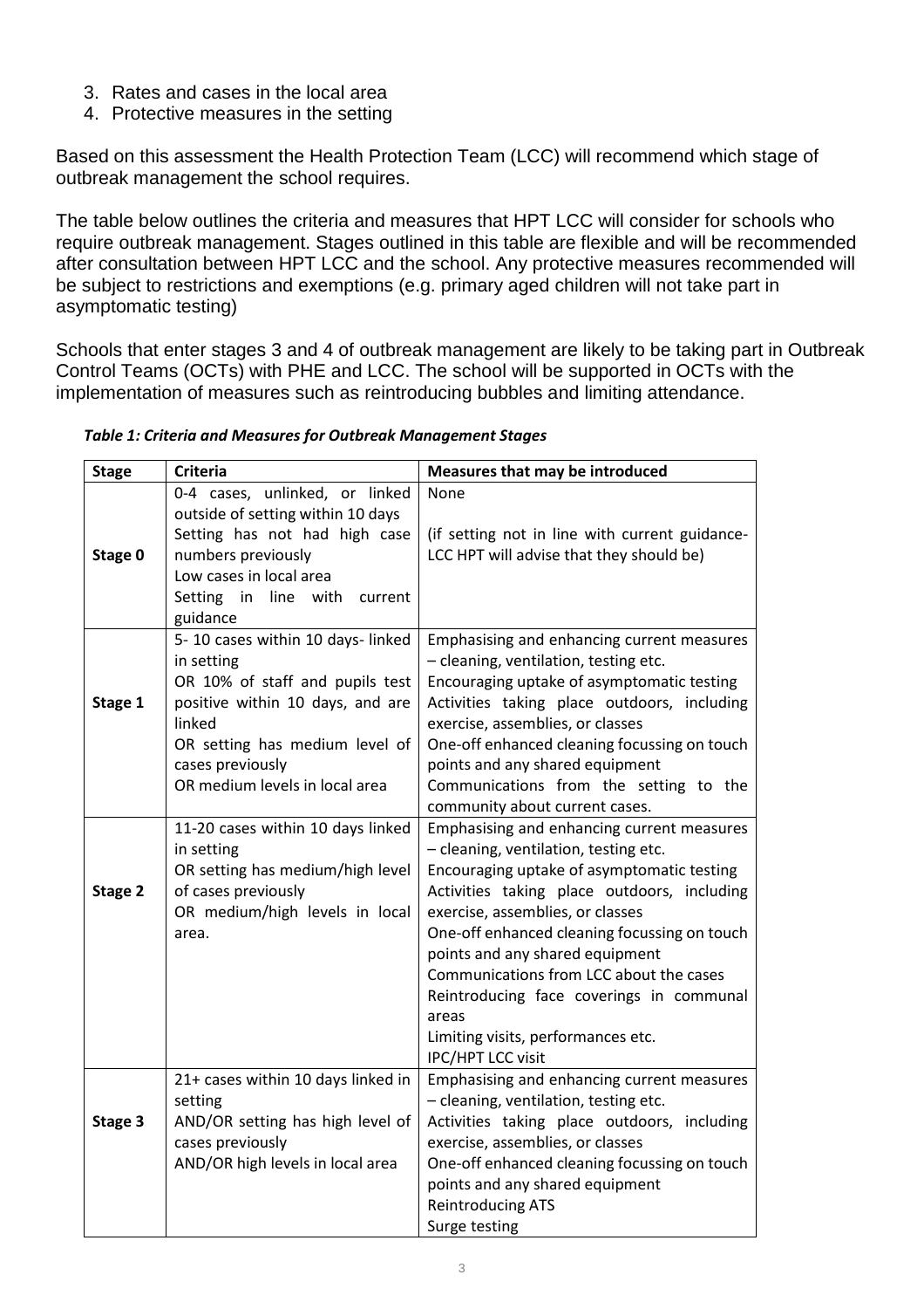3. Rates and cases in the local area
4. Protective measures in the setting

Based on this assessment the Health Protection Team (LCC) will recommend which stage of outbreak management the school requires.

The table below outlines the criteria and measures that HPT LCC will consider for schools who require outbreak management. Stages outlined in this table are flexible and will be recommended after consultation between HPT LCC and the school. Any protective measures recommended will be subject to restrictions and exemptions (e.g. primary aged children will not take part in asymptomatic testing)

Schools that enter stages 3 and 4 of outbreak management are likely to be taking part in Outbreak Control Teams (OCTs) with PHE and LCC. The school will be supported in OCTs with the implementation of measures such as reintroducing bubbles and limiting attendance.

***Table 1: Criteria and Measures for Outbreak Management Stages***

| Stage | Criteria | Measures that may be introduced |
|---|---|---|
| **Stage 0** | 0-4 cases, unlinked, or linked outside of setting within 10 days<br>Setting has not had high case numbers previously<br>Low cases in local area<br>Setting in line with current guidance | None<br><br>(if setting not in line with current guidance- LCC HPT will advise that they should be) |
| **Stage 1** | 5- 10 cases within 10 days- linked in setting<br>OR 10% of staff and pupils test positive within 10 days, and are linked<br>OR setting has medium level of cases previously<br>OR medium levels in local area | Emphasising and enhancing current measures – cleaning, ventilation, testing etc.<br>Encouraging uptake of asymptomatic testing<br>Activities taking place outdoors, including exercise, assemblies, or classes<br>One-off enhanced cleaning focussing on touch points and any shared equipment<br>Communications from the setting to the community about current cases. |
| **Stage 2** | 11-20 cases within 10 days linked in setting<br>OR setting has medium/high level of cases previously<br>OR medium/high levels in local area. | Emphasising and enhancing current measures – cleaning, ventilation, testing etc.<br>Encouraging uptake of asymptomatic testing<br>Activities taking place outdoors, including exercise, assemblies, or classes<br>One-off enhanced cleaning focussing on touch points and any shared equipment<br>Communications from LCC about the cases<br>Reintroducing face coverings in communal areas<br>Limiting visits, performances etc.<br>IPC/HPT LCC visit |
| **Stage 3** | 21+ cases within 10 days linked in setting<br>AND/OR setting has high level of cases previously<br>AND/OR high levels in local area | Emphasising and enhancing current measures – cleaning, ventilation, testing etc.<br>Activities taking place outdoors, including exercise, assemblies, or classes<br>One-off enhanced cleaning focussing on touch points and any shared equipment<br>Reintroducing ATS<br>Surge testing |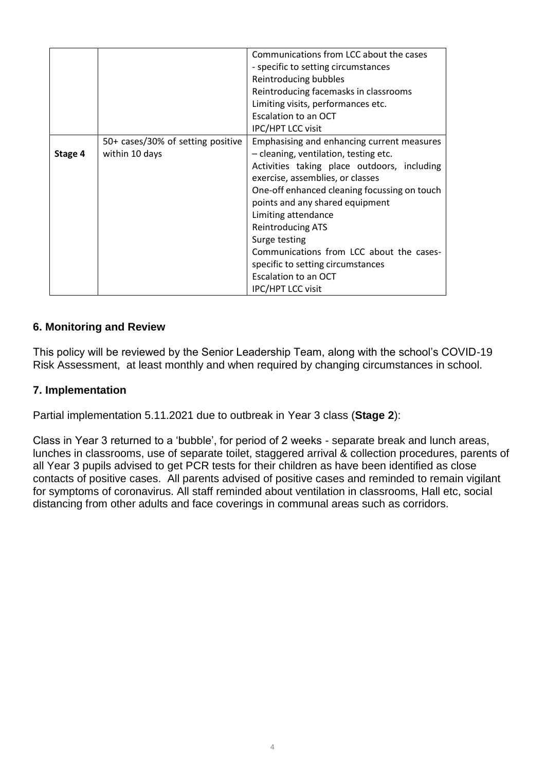| | | |
|---|---|---|
| | | Communications from LCC about the cases - specific to setting circumstances<br>Reintroducing bubbles<br>Reintroducing facemasks in classrooms<br>Limiting visits, performances etc.<br>Escalation to an OCT<br>IPC/HPT LCC visit |
| **Stage 4** | 50+ cases/30% of setting positive within 10 days | Emphasising and enhancing current measures – cleaning, ventilation, testing etc.<br>Activities taking place outdoors, including exercise, assemblies, or classes<br>One-off enhanced cleaning focussing on touch points and any shared equipment<br>Limiting attendance<br>Reintroducing ATS<br>Surge testing<br>Communications from LCC about the cases- specific to setting circumstances<br>Escalation to an OCT<br>IPC/HPT LCC visit |

## 6. Monitoring and Review

This policy will be reviewed by the Senior Leadership Team, along with the school's COVID-19 Risk Assessment, at least monthly and when required by changing circumstances in school.

## 7. Implementation

Partial implementation 5.11.2021 due to outbreak in Year 3 class (**Stage 2**):

Class in Year 3 returned to a 'bubble', for period of 2 weeks - separate break and lunch areas, lunches in classrooms, use of separate toilet, staggered arrival & collection procedures, parents of all Year 3 pupils advised to get PCR tests for their children as have been identified as close contacts of positive cases. All parents advised of positive cases and reminded to remain vigilant for symptoms of coronavirus. All staff reminded about ventilation in classrooms, Hall etc, social distancing from other adults and face coverings in communal areas such as corridors.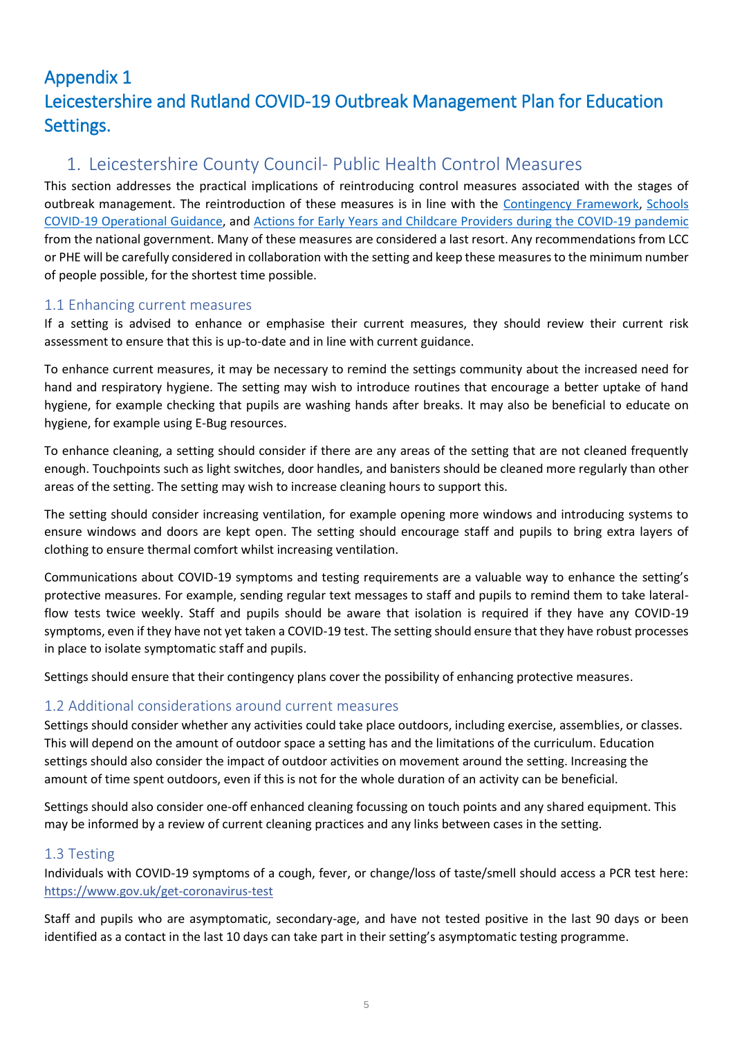# Appendix 1
# Leicestershire and Rutland COVID-19 Outbreak Management Plan for Education Settings.

## 1. Leicestershire County Council- Public Health Control Measures

This section addresses the practical implications of reintroducing control measures associated with the stages of outbreak management. The reintroduction of these measures is in line with the Contingency Framework, Schools COVID-19 Operational Guidance, and Actions for Early Years and Childcare Providers during the COVID-19 pandemic from the national government. Many of these measures are considered a last resort. Any recommendations from LCC or PHE will be carefully considered in collaboration with the setting and keep these measures to the minimum number of people possible, for the shortest time possible.

### 1.1 Enhancing current measures

If a setting is advised to enhance or emphasise their current measures, they should review their current risk assessment to ensure that this is up-to-date and in line with current guidance.

To enhance current measures, it may be necessary to remind the settings community about the increased need for hand and respiratory hygiene. The setting may wish to introduce routines that encourage a better uptake of hand hygiene, for example checking that pupils are washing hands after breaks. It may also be beneficial to educate on hygiene, for example using E-Bug resources.

To enhance cleaning, a setting should consider if there are any areas of the setting that are not cleaned frequently enough. Touchpoints such as light switches, door handles, and banisters should be cleaned more regularly than other areas of the setting. The setting may wish to increase cleaning hours to support this.

The setting should consider increasing ventilation, for example opening more windows and introducing systems to ensure windows and doors are kept open. The setting should encourage staff and pupils to bring extra layers of clothing to ensure thermal comfort whilst increasing ventilation.

Communications about COVID-19 symptoms and testing requirements are a valuable way to enhance the setting's protective measures. For example, sending regular text messages to staff and pupils to remind them to take lateral-flow tests twice weekly. Staff and pupils should be aware that isolation is required if they have any COVID-19 symptoms, even if they have not yet taken a COVID-19 test. The setting should ensure that they have robust processes in place to isolate symptomatic staff and pupils.

Settings should ensure that their contingency plans cover the possibility of enhancing protective measures.

### 1.2 Additional considerations around current measures

Settings should consider whether any activities could take place outdoors, including exercise, assemblies, or classes. This will depend on the amount of outdoor space a setting has and the limitations of the curriculum. Education settings should also consider the impact of outdoor activities on movement around the setting. Increasing the amount of time spent outdoors, even if this is not for the whole duration of an activity can be beneficial.

Settings should also consider one-off enhanced cleaning focussing on touch points and any shared equipment. This may be informed by a review of current cleaning practices and any links between cases in the setting.

### 1.3 Testing

Individuals with COVID-19 symptoms of a cough, fever, or change/loss of taste/smell should access a PCR test here: https://www.gov.uk/get-coronavirus-test

Staff and pupils who are asymptomatic, secondary-age, and have not tested positive in the last 90 days or been identified as a contact in the last 10 days can take part in their setting's asymptomatic testing programme.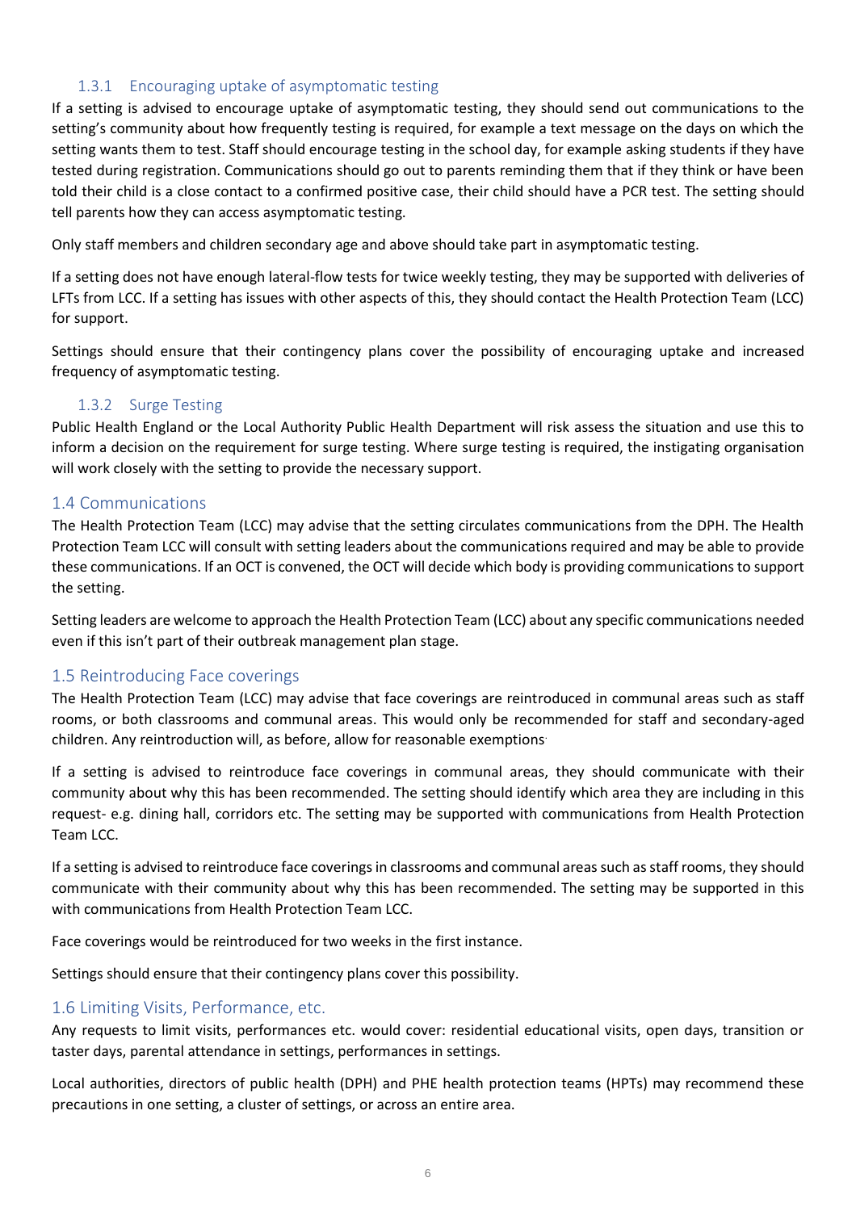### 1.3.1 Encouraging uptake of asymptomatic testing

If a setting is advised to encourage uptake of asymptomatic testing, they should send out communications to the setting's community about how frequently testing is required, for example a text message on the days on which the setting wants them to test. Staff should encourage testing in the school day, for example asking students if they have tested during registration. Communications should go out to parents reminding them that if they think or have been told their child is a close contact to a confirmed positive case, their child should have a PCR test. The setting should tell parents how they can access asymptomatic testing.

Only staff members and children secondary age and above should take part in asymptomatic testing.

If a setting does not have enough lateral-flow tests for twice weekly testing, they may be supported with deliveries of LFTs from LCC. If a setting has issues with other aspects of this, they should contact the Health Protection Team (LCC) for support.

Settings should ensure that their contingency plans cover the possibility of encouraging uptake and increased frequency of asymptomatic testing.

### 1.3.2 Surge Testing

Public Health England or the Local Authority Public Health Department will risk assess the situation and use this to inform a decision on the requirement for surge testing. Where surge testing is required, the instigating organisation will work closely with the setting to provide the necessary support.

## 1.4 Communications

The Health Protection Team (LCC) may advise that the setting circulates communications from the DPH. The Health Protection Team LCC will consult with setting leaders about the communications required and may be able to provide these communications. If an OCT is convened, the OCT will decide which body is providing communications to support the setting.

Setting leaders are welcome to approach the Health Protection Team (LCC) about any specific communications needed even if this isn't part of their outbreak management plan stage.

## 1.5 Reintroducing Face coverings

The Health Protection Team (LCC) may advise that face coverings are reintroduced in communal areas such as staff rooms, or both classrooms and communal areas. This would only be recommended for staff and secondary-aged children. Any reintroduction will, as before, allow for reasonable exemptions.

If a setting is advised to reintroduce face coverings in communal areas, they should communicate with their community about why this has been recommended. The setting should identify which area they are including in this request- e.g. dining hall, corridors etc. The setting may be supported with communications from Health Protection Team LCC.

If a setting is advised to reintroduce face coverings in classrooms and communal areas such as staff rooms, they should communicate with their community about why this has been recommended. The setting may be supported in this with communications from Health Protection Team LCC.

Face coverings would be reintroduced for two weeks in the first instance.

Settings should ensure that their contingency plans cover this possibility.

## 1.6 Limiting Visits, Performance, etc.

Any requests to limit visits, performances etc. would cover: residential educational visits, open days, transition or taster days, parental attendance in settings, performances in settings.

Local authorities, directors of public health (DPH) and PHE health protection teams (HPTs) may recommend these precautions in one setting, a cluster of settings, or across an entire area.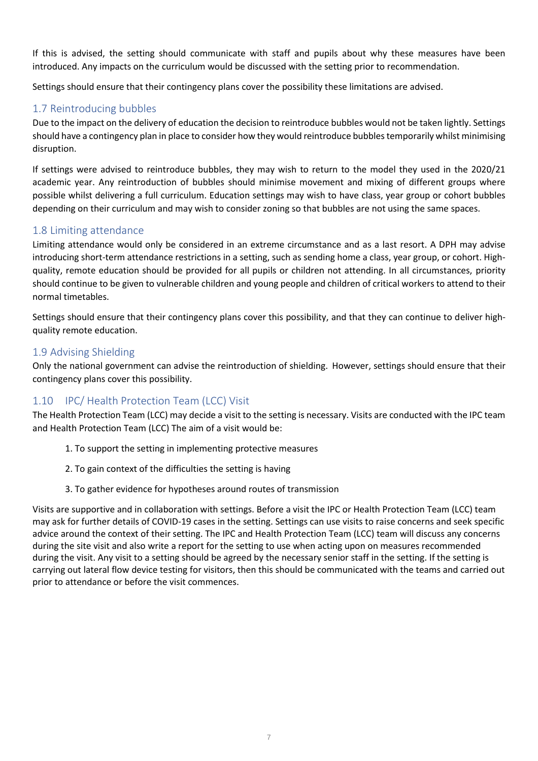If this is advised, the setting should communicate with staff and pupils about why these measures have been introduced. Any impacts on the curriculum would be discussed with the setting prior to recommendation.

Settings should ensure that their contingency plans cover the possibility these limitations are advised.

## 1.7 Reintroducing bubbles

Due to the impact on the delivery of education the decision to reintroduce bubbles would not be taken lightly. Settings should have a contingency plan in place to consider how they would reintroduce bubbles temporarily whilst minimising disruption.

If settings were advised to reintroduce bubbles, they may wish to return to the model they used in the 2020/21 academic year. Any reintroduction of bubbles should minimise movement and mixing of different groups where possible whilst delivering a full curriculum. Education settings may wish to have class, year group or cohort bubbles depending on their curriculum and may wish to consider zoning so that bubbles are not using the same spaces.

## 1.8 Limiting attendance

Limiting attendance would only be considered in an extreme circumstance and as a last resort. A DPH may advise introducing short-term attendance restrictions in a setting, such as sending home a class, year group, or cohort. High-quality, remote education should be provided for all pupils or children not attending. In all circumstances, priority should continue to be given to vulnerable children and young people and children of critical workers to attend to their normal timetables.

Settings should ensure that their contingency plans cover this possibility, and that they can continue to deliver high-quality remote education.

## 1.9 Advising Shielding

Only the national government can advise the reintroduction of shielding. However, settings should ensure that their contingency plans cover this possibility.

## 1.10 IPC/ Health Protection Team (LCC) Visit

The Health Protection Team (LCC) may decide a visit to the setting is necessary. Visits are conducted with the IPC team and Health Protection Team (LCC) The aim of a visit would be:

1. To support the setting in implementing protective measures
2. To gain context of the difficulties the setting is having
3. To gather evidence for hypotheses around routes of transmission

Visits are supportive and in collaboration with settings. Before a visit the IPC or Health Protection Team (LCC) team may ask for further details of COVID-19 cases in the setting. Settings can use visits to raise concerns and seek specific advice around the context of their setting. The IPC and Health Protection Team (LCC) team will discuss any concerns during the site visit and also write a report for the setting to use when acting upon on measures recommended during the visit. Any visit to a setting should be agreed by the necessary senior staff in the setting. If the setting is carrying out lateral flow device testing for visitors, then this should be communicated with the teams and carried out prior to attendance or before the visit commences.